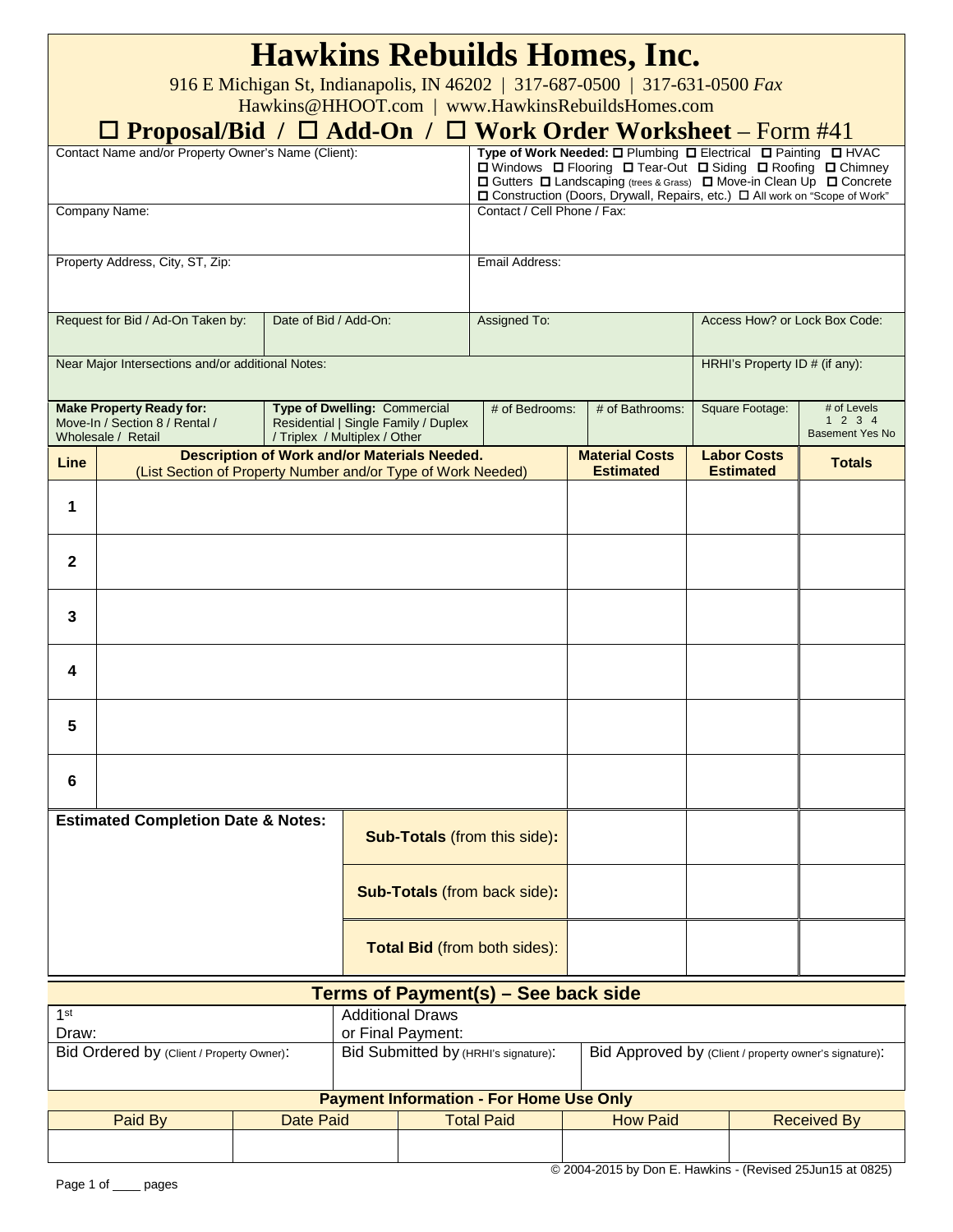# Hawkins Rebuilds Homes, Inc.

916 E Michigan St, Indianapolis, IN 46202 | 317-687-0500 | 317-631-0500 *Fax*

Hawkins@HHOOT.com | www.HawkinsRebuildsHomes.com

## ☐ Proposal/Bid / ☐ Add-On / ☐ Work Order Worksheet – Form #41

| Contact Name and/or Property Owner's Name (Client): | **Type of Work Needed:** ☐ Plumbing ☐ Electrical ☐ Painting ☐ HVAC ☐ Windows ☐ Flooring ☐ Tear-Out ☐ Siding ☐ Roofing ☐ Chimney ☐ Gutters ☐ Landscaping (trees & Grass) ☐ Move-in Clean Up ☐ Concrete ☐ Construction (Doors, Drywall, Repairs, etc.) ☐ All work on "Scope of Work" |
|---|---|
| Company Name: | Contact / Cell Phone / Fax: |
| Property Address, City, ST, Zip: | Email Address: |

| Request for Bid / Ad-On Taken by: | Date of Bid / Add-On: | Assigned To: | Access How? or Lock Box Code: |
|---|---|---|---|
| Near Major Intersections and/or additional Notes: | | | HRHI's Property ID # (if any): |

| **Make Property Ready for:** Move-In / Section 8 / Rental / Wholesale / Retail | **Type of Dwelling:** Commercial Residential \| Single Family / Duplex / Triplex / Multiplex / Other | # of Bedrooms: | # of Bathrooms: | Square Footage: | # of Levels 1 2 3 4 Basement Yes No |
|---|---|---|---|---|---|

| Line | **Description of Work and/or Materials Needed.** (List Section of Property Number and/or Type of Work Needed) | **Material Costs Estimated** | **Labor Costs Estimated** | **Totals** |
|---|---|---|---|---|
| **1** | | | | |
| **2** | | | | |
| **3** | | | | |
| **4** | | | | |
| **5** | | | | |
| **6** | | | | |

| **Estimated Completion Date & Notes:** | | | | |
|---|---|---|---|---|
| | **Sub-Totals** (from this side): | | | |
| | **Sub-Totals** (from back side): | | | |
| | **Total Bid** (from both sides): | | | |

## Terms of Payment(s) – See back side

| 1st Draw: | Additional Draws or Final Payment: | |
|---|---|---|
| Bid Ordered by (Client / Property Owner): | Bid Submitted by (HRHI's signature): | Bid Approved by (Client / property owner's signature): |

**Payment Information - For Home Use Only**

| Paid By | Date Paid | Total Paid | How Paid | Received By |
|---|---|---|---|---|
| | | | | |

© 2004-2015 by Don E. Hawkins - (Revised 25Jun15 at 0825)

Page 1 of ____ pages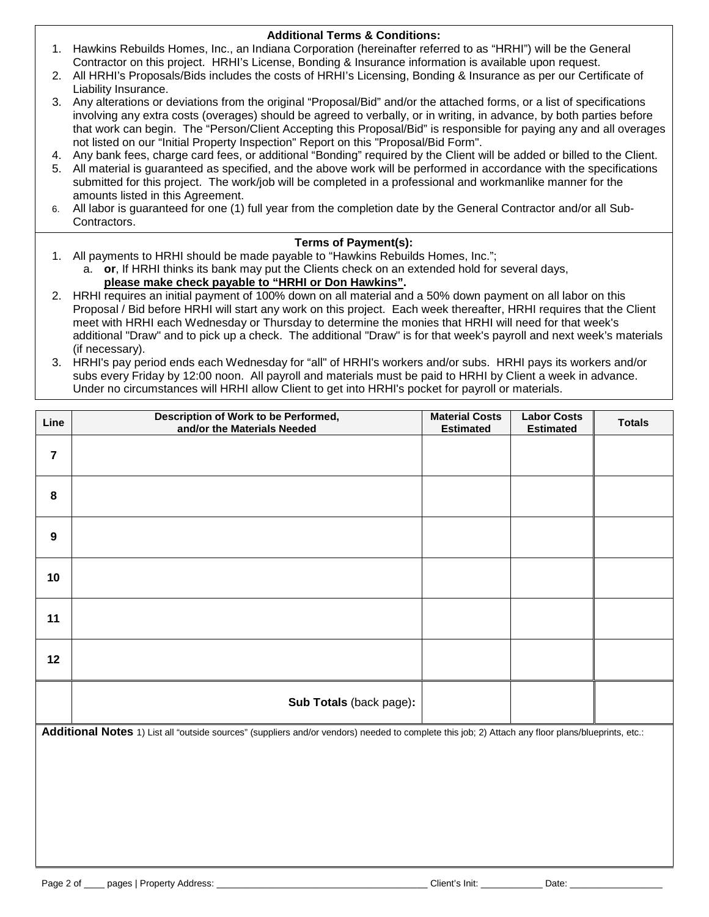## Additional Terms & Conditions:

1. Hawkins Rebuilds Homes, Inc., an Indiana Corporation (hereinafter referred to as "HRHI") will be the General Contractor on this project. HRHI's License, Bonding & Insurance information is available upon request.
2. All HRHI's Proposals/Bids includes the costs of HRHI's Licensing, Bonding & Insurance as per our Certificate of Liability Insurance.
3. Any alterations or deviations from the original "Proposal/Bid" and/or the attached forms, or a list of specifications involving any extra costs (overages) should be agreed to verbally, or in writing, in advance, by both parties before that work can begin. The "Person/Client Accepting this Proposal/Bid" is responsible for paying any and all overages not listed on our "Initial Property Inspection" Report on this "Proposal/Bid Form".
4. Any bank fees, charge card fees, or additional "Bonding" required by the Client will be added or billed to the Client.
5. All material is guaranteed as specified, and the above work will be performed in accordance with the specifications submitted for this project. The work/job will be completed in a professional and workmanlike manner for the amounts listed in this Agreement.
6. All labor is guaranteed for one (1) full year from the completion date by the General Contractor and/or all Sub-Contractors.

## Terms of Payment(s):

1. All payments to HRHI should be made payable to "Hawkins Rebuilds Homes, Inc.";
   a. **or**, If HRHI thinks its bank may put the Clients check on an extended hold for several days, **please make check payable to "HRHI or Don Hawkins".**
2. HRHI requires an initial payment of 100% down on all material and a 50% down payment on all labor on this Proposal / Bid before HRHI will start any work on this project. Each week thereafter, HRHI requires that the Client meet with HRHI each Wednesday or Thursday to determine the monies that HRHI will need for that week's additional "Draw" and to pick up a check. The additional "Draw" is for that week's payroll and next week's materials (if necessary).
3. HRHI's pay period ends each Wednesday for "all" of HRHI's workers and/or subs. HRHI pays its workers and/or subs every Friday by 12:00 noon. All payroll and materials must be paid to HRHI by Client a week in advance. Under no circumstances will HRHI allow Client to get into HRHI's pocket for payroll or materials.

| Line | Description of Work to be Performed, and/or the Materials Needed | Material Costs Estimated | Labor Costs Estimated | Totals |
|---|---|---|---|---|
| 7 | | | | |
| 8 | | | | |
| 9 | | | | |
| 10 | | | | |
| 11 | | | | |
| 12 | | | | |
| | **Sub Totals** (back page)**:** | | | |

**Additional Notes** 1) List all "outside sources" (suppliers and/or vendors) needed to complete this job; 2) Attach any floor plans/blueprints, etc.:

Page 2 of ____ pages | Property Address: ________________________________________ Client's Init: ___________ Date: _________________